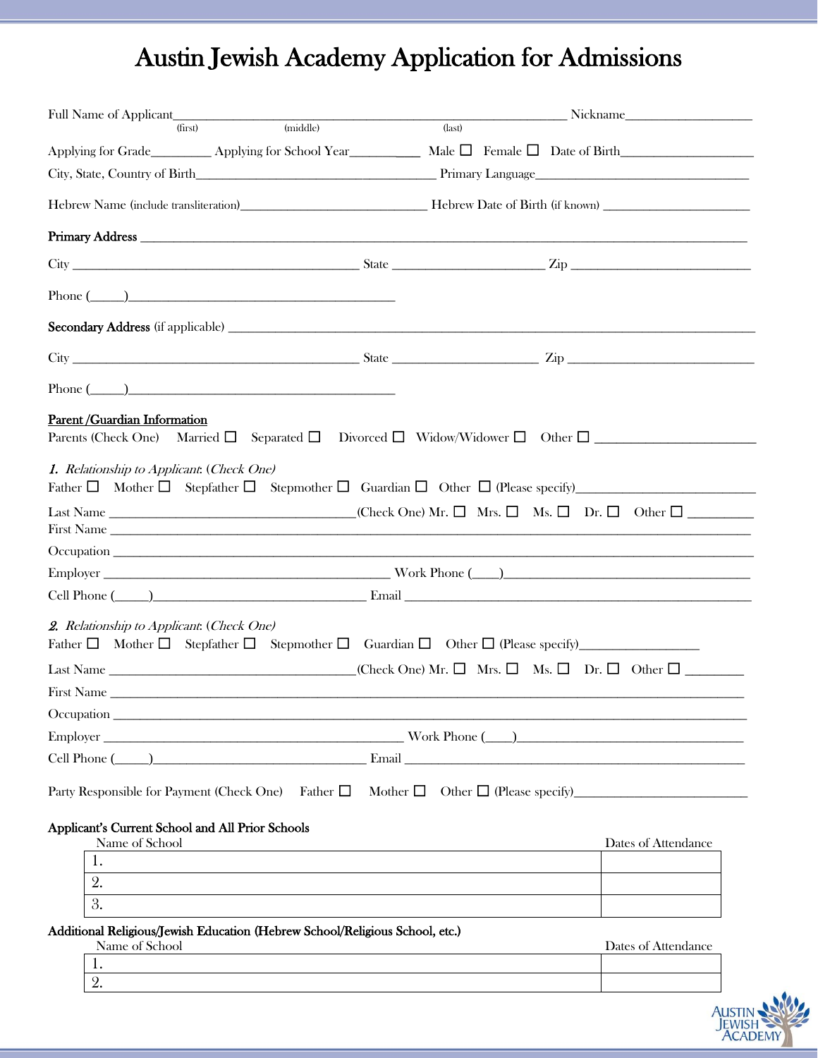# Austin Jewish Academy Application for Admissions

Full Name of Applicant_____________________________________________ Nickname________________
(first) (middle) (last)

Applying for Grade_________ Applying for School Year__________ Male ☐ Female ☐ Date of Birth________________

City, State, Country of Birth_______________________________ Primary Language___________________________

Hebrew Name (include transliteration)_________________________ Hebrew Date of Birth (if known) __________________

**Primary Address** ________________________________________________________________________________

City ______________________________________ State ____________________ Zip _________________________

Phone (_____)______________________________________

**Secondary Address** (if applicable) _________________________________________________________________

City ______________________________________ State ____________________ Zip _________________________

Phone (_____)______________________________________

**Parent /Guardian Information**

Parents (Check One) Married ☐ Separated ☐ Divorced ☐ Widow/Widower ☐ Other ☐ ______________________

*1. Relationship to Applicant: (Check One)*

Father ☐ Mother ☐ Stepfather ☐ Stepmother ☐ Guardian ☐ Other ☐ (Please specify)________________________

Last Name __________________________________(Check One) Mr. ☐ Mrs. ☐ Ms. ☐ Dr. ☐ Other ☐ _________

First Name ____________________________________________________________________________________

Occupation ____________________________________________________________________________________

Employer ______________________________________ Work Phone (____)_________________________________

Cell Phone (_____)_____________________________ Email ____________________________________________

*2. Relationship to Applicant: (Check One)*

Father ☐ Mother ☐ Stepfather ☐ Stepmother ☐ Guardian ☐ Other ☐ (Please specify)________________

Last Name __________________________________(Check One) Mr. ☐ Mrs. ☐ Ms. ☐ Dr. ☐ Other ☐ ________

First Name ____________________________________________________________________________________

Occupation ____________________________________________________________________________________

Employer ________________________________________ Work Phone (____)_______________________________

Cell Phone (_____)_____________________________ Email ____________________________________________

Party Responsible for Payment (Check One) Father ☐ Mother ☐ Other ☐ (Please specify)_______________________

**Applicant's Current School and All Prior Schools**

| Name of School | Dates of Attendance |
|---|---|
| 1. | |
| 2. | |
| 3. | |

**Additional Religious/Jewish Education (Hebrew School/Religious School, etc.)**

| Name of School | Dates of Attendance |
|---|---|
| 1. | |
| 2. | |

Austin Jewish Academy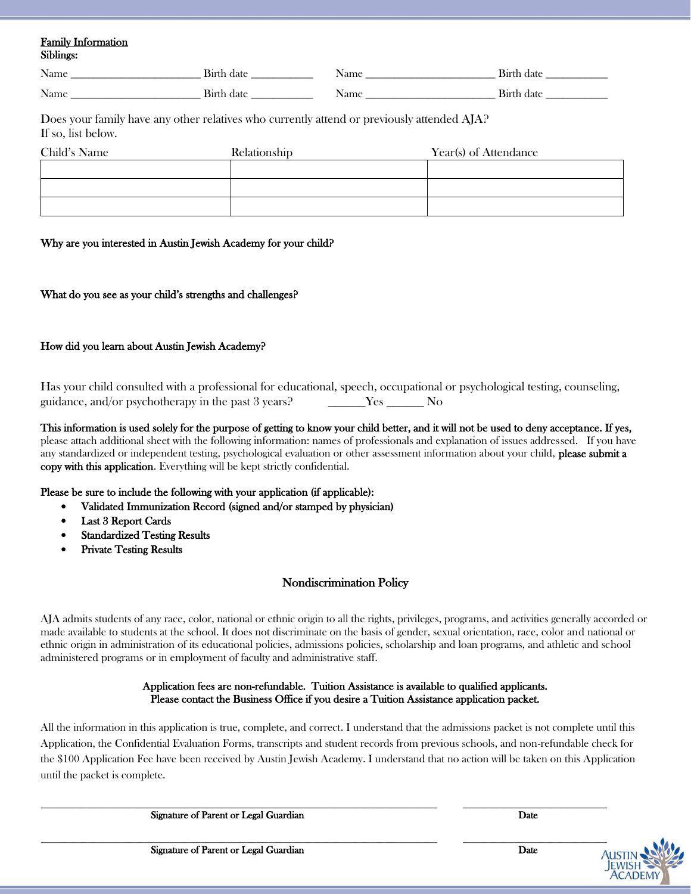**Family Information**

**Siblings:**

Name ______________________ Birth date ___________ Name ______________________ Birth date ___________

Name ______________________ Birth date ___________ Name ______________________ Birth date ___________

Does your family have any other relatives who currently attend or previously attended AJA?
If so, list below.

| Child's Name | Relationship | Year(s) of Attendance |
|---|---|---|
| | | |
| | | |
| | | |

**Why are you interested in Austin Jewish Academy for your child?**

**What do you see as your child's strengths and challenges?**

**How did you learn about Austin Jewish Academy?**

Has your child consulted with a professional for educational, speech, occupational or psychological testing, counseling, guidance, and/or psychotherapy in the past 3 years? ______Yes ______ No

**This information is used solely for the purpose of getting to know your child better, and it will not be used to deny acceptance. If yes,** please attach additional sheet with the following information: names of professionals and explanation of issues addressed. If you have any standardized or independent testing, psychological evaluation or other assessment information about your child, **please submit a copy with this application**. Everything will be kept strictly confidential.

**Please be sure to include the following with your application (if applicable):**

- **Validated Immunization Record (signed and/or stamped by physician)**
- **Last 3 Report Cards**
- **Standardized Testing Results**
- **Private Testing Results**

## Nondiscrimination Policy

AJA admits students of any race, color, national or ethnic origin to all the rights, privileges, programs, and activities generally accorded or made available to students at the school. It does not discriminate on the basis of gender, sexual orientation, race, color and national or ethnic origin in administration of its educational policies, admissions policies, scholarship and loan programs, and athletic and school administered programs or in employment of faculty and administrative staff.

**Application fees are non-refundable. Tuition Assistance is available to qualified applicants.**
**Please contact the Business Office if you desire a Tuition Assistance application packet.**

All the information in this application is true, complete, and correct. I understand that the admissions packet is not complete until this Application, the Confidential Evaluation Forms, transcripts and student records from previous schools, and non-refundable check for the $100 Application Fee have been received by Austin Jewish Academy. I understand that no action will be taken on this Application until the packet is complete.

_______________________________________________ _______________________
**Signature of Parent or Legal Guardian** **Date**

_______________________________________________ _______________________
**Signature of Parent or Legal Guardian** **Date**

AUSTIN JEWISH ACADEMY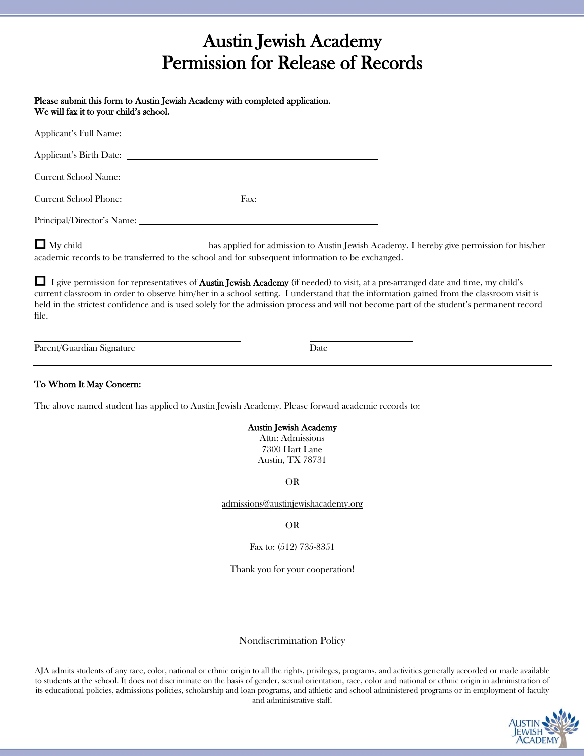# Austin Jewish Academy
# Permission for Release of Records

**Please submit this form to Austin Jewish Academy with completed application.**
**We will fax it to your child's school.**

Applicant's Full Name: ______________________________________________

Applicant's Birth Date: ______________________________________________

Current School Name: ______________________________________________

Current School Phone: ______________________ Fax: ______________________

Principal/Director's Name: ______________________________________________

☐ My child ______________________ has applied for admission to Austin Jewish Academy. I hereby give permission for his/her academic records to be transferred to the school and for subsequent information to be exchanged.

☐ I give permission for representatives of **Austin Jewish Academy** (if needed) to visit, at a pre-arranged date and time, my child's current classroom in order to observe him/her in a school setting. I understand that the information gained from the classroom visit is held in the strictest confidence and is used solely for the admission process and will not become part of the student's permanent record file.

______________________________________ ______________________

Parent/Guardian Signature Date

---

**To Whom It May Concern:**

The above named student has applied to Austin Jewish Academy. Please forward academic records to:

**Austin Jewish Academy**
Attn: Admissions
7300 Hart Lane
Austin, TX 78731

OR

admissions@austinjewishacademy.org

OR

Fax to: (512) 735-8351

Thank you for your cooperation!

## Nondiscrimination Policy

AJA admits students of any race, color, national or ethnic origin to all the rights, privileges, programs, and activities generally accorded or made available to students at the school. It does not discriminate on the basis of gender, sexual orientation, race, color and national or ethnic origin in administration of its educational policies, admissions policies, scholarship and loan programs, and athletic and school administered programs or in employment of faculty and administrative staff.

Austin Jewish Academy